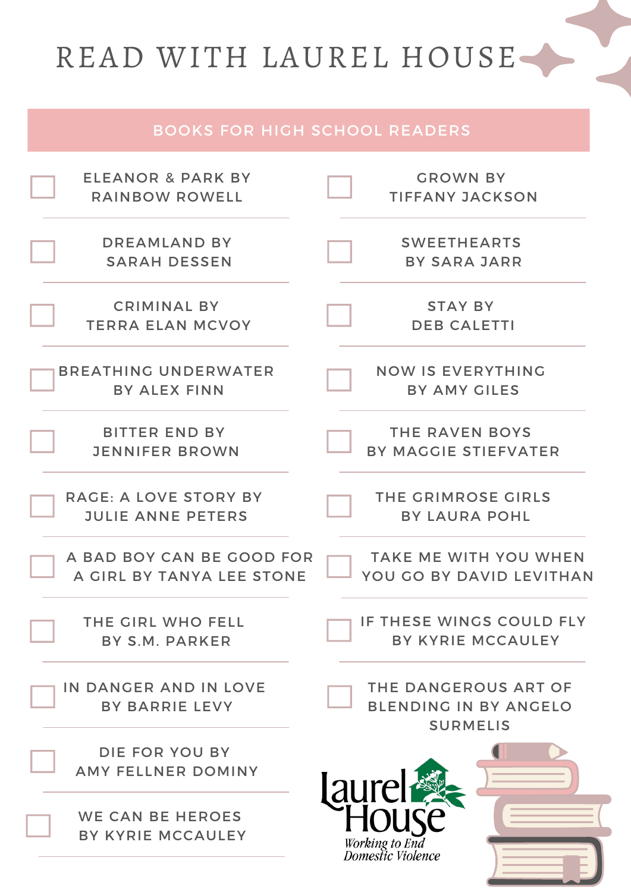# READ WITH LAUREL HOUSE

## BOOKS FOR HIGH SCHOOL READERS

- [ ] ELEANOR & PARK BY RAINBOW ROWELL
- [ ] DREAMLAND BY SARAH DESSEN
- [ ] CRIMINAL BY TERRA ELAN MCVOY
- [ ] BREATHING UNDERWATER BY ALEX FINN
- [ ] BITTER END BY JENNIFER BROWN
- [ ] RAGE: A LOVE STORY BY JULIE ANNE PETERS
- [ ] A BAD BOY CAN BE GOOD FOR A GIRL BY TANYA LEE STONE
- [ ] THE GIRL WHO FELL BY S.M. PARKER
- [ ] IN DANGER AND IN LOVE BY BARRIE LEVY
- [ ] DIE FOR YOU BY AMY FELLNER DOMINY
- [ ] WE CAN BE HEROES BY KYRIE MCCAULEY
- [ ] GROWN BY TIFFANY JACKSON
- [ ] SWEETHEARTS BY SARA JARR
- [ ] STAY BY DEB CALETTI
- [ ] NOW IS EVERYTHING BY AMY GILES
- [ ] THE RAVEN BOYS BY MAGGIE STIEFVATER
- [ ] THE GRIMROSE GIRLS BY LAURA POHL
- [ ] TAKE ME WITH YOU WHEN YOU GO BY DAVID LEVITHAN
- [ ] IF THESE WINGS COULD FLY BY KYRIE MCCAULEY
- [ ] THE DANGEROUS ART OF BLENDING IN BY ANGELO SURMELIS

Laurel House
*Working to End Domestic Violence*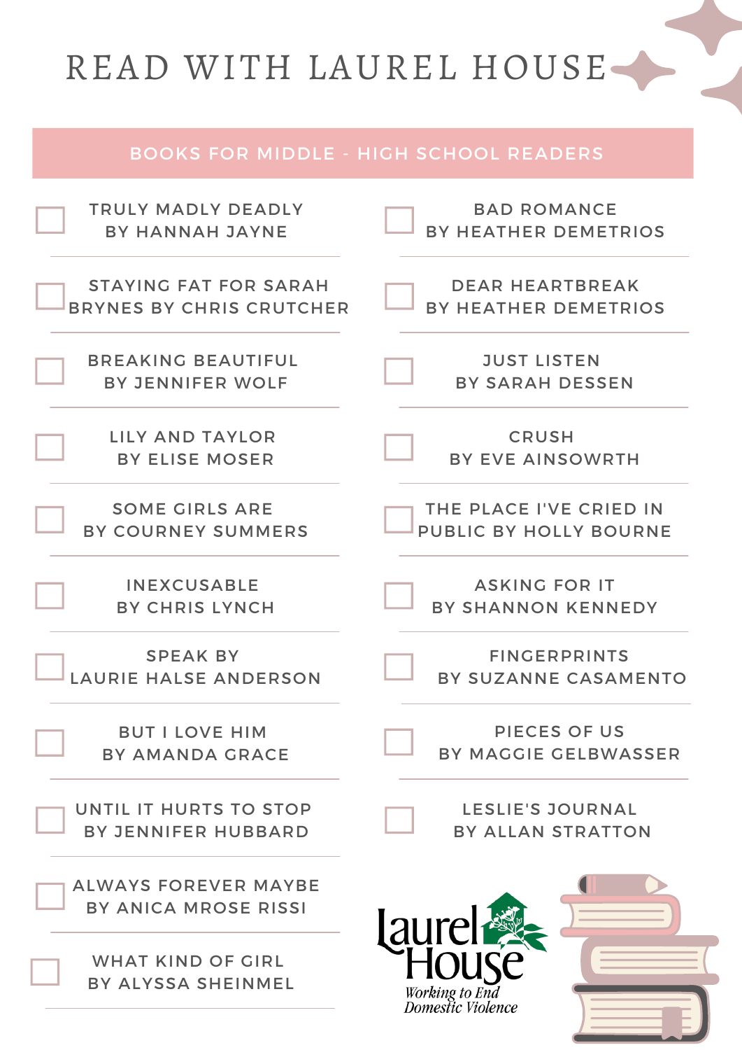# READ WITH LAUREL HOUSE

## BOOKS FOR MIDDLE - HIGH SCHOOL READERS

- [ ] TRULY MADLY DEADLY BY HANNAH JAYNE
- [ ] STAYING FAT FOR SARAH BRYNES BY CHRIS CRUTCHER
- [ ] BREAKING BEAUTIFUL BY JENNIFER WOLF
- [ ] LILY AND TAYLOR BY ELISE MOSER
- [ ] SOME GIRLS ARE BY COURNEY SUMMERS
- [ ] INEXCUSABLE BY CHRIS LYNCH
- [ ] SPEAK BY LAURIE HALSE ANDERSON
- [ ] BUT I LOVE HIM BY AMANDA GRACE
- [ ] UNTIL IT HURTS TO STOP BY JENNIFER HUBBARD
- [ ] ALWAYS FOREVER MAYBE BY ANICA MROSE RISSI
- [ ] WHAT KIND OF GIRL BY ALYSSA SHEINMEL
- [ ] BAD ROMANCE BY HEATHER DEMETRIOS
- [ ] DEAR HEARTBREAK BY HEATHER DEMETRIOS
- [ ] JUST LISTEN BY SARAH DESSEN
- [ ] CRUSH BY EVE AINSOWRTH
- [ ] THE PLACE I'VE CRIED IN PUBLIC BY HOLLY BOURNE
- [ ] ASKING FOR IT BY SHANNON KENNEDY
- [ ] FINGERPRINTS BY SUZANNE CASAMENTO
- [ ] PIECES OF US BY MAGGIE GELBWASSER
- [ ] LESLIE'S JOURNAL BY ALLAN STRATTON

Laurel House

*Working to End Domestic Violence*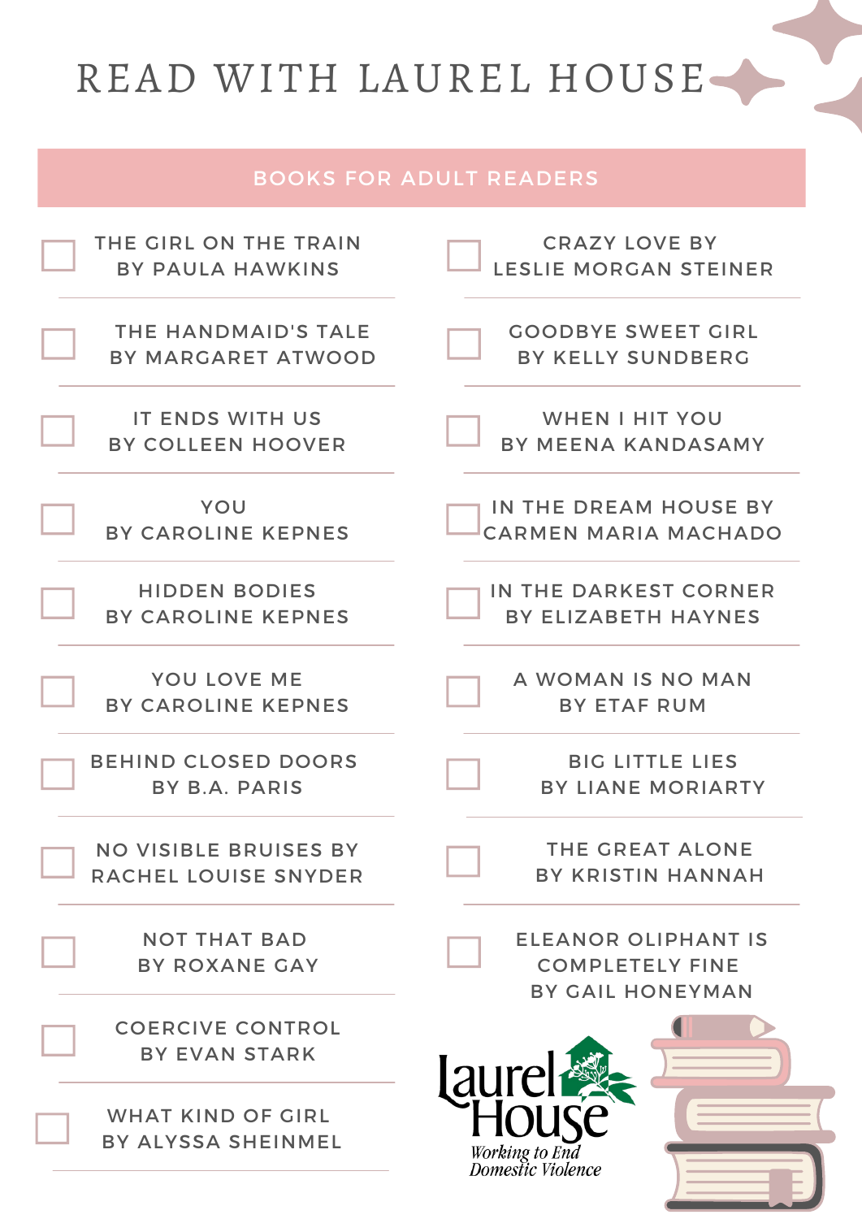# READ WITH LAUREL HOUSE

## BOOKS FOR ADULT READERS

- [ ] THE GIRL ON THE TRAIN BY PAULA HAWKINS
- [ ] THE HANDMAID'S TALE BY MARGARET ATWOOD
- [ ] IT ENDS WITH US BY COLLEEN HOOVER
- [ ] YOU BY CAROLINE KEPNES
- [ ] HIDDEN BODIES BY CAROLINE KEPNES
- [ ] YOU LOVE ME BY CAROLINE KEPNES
- [ ] BEHIND CLOSED DOORS BY B.A. PARIS
- [ ] NO VISIBLE BRUISES BY RACHEL LOUISE SNYDER
- [ ] NOT THAT BAD BY ROXANE GAY
- [ ] COERCIVE CONTROL BY EVAN STARK
- [ ] WHAT KIND OF GIRL BY ALYSSA SHEINMEL
- [ ] CRAZY LOVE BY LESLIE MORGAN STEINER
- [ ] GOODBYE SWEET GIRL BY KELLY SUNDBERG
- [ ] WHEN I HIT YOU BY MEENA KANDASAMY
- [ ] IN THE DREAM HOUSE BY CARMEN MARIA MACHADO
- [ ] IN THE DARKEST CORNER BY ELIZABETH HAYNES
- [ ] A WOMAN IS NO MAN BY ETAF RUM
- [ ] BIG LITTLE LIES BY LIANE MORIARTY
- [ ] THE GREAT ALONE BY KRISTIN HANNAH
- [ ] ELEANOR OLIPHANT IS COMPLETELY FINE BY GAIL HONEYMAN

Laurel House

*Working to End Domestic Violence*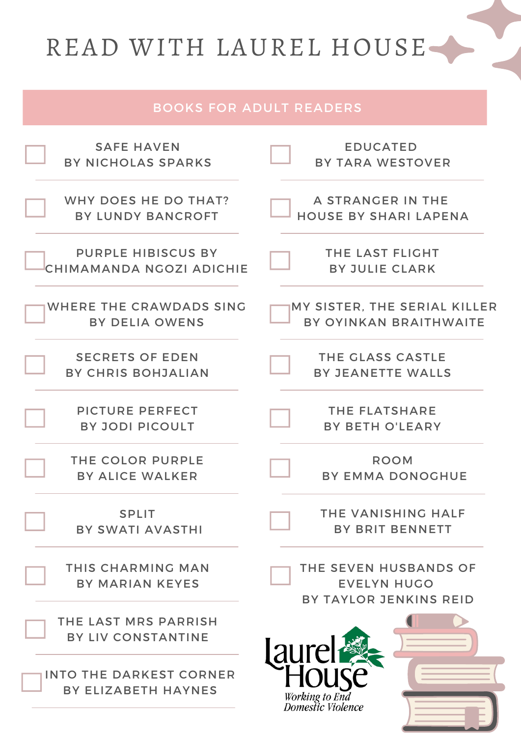# READ WITH LAUREL HOUSE

## BOOKS FOR ADULT READERS

- [ ] SAFE HAVEN BY NICHOLAS SPARKS
- [ ] WHY DOES HE DO THAT? BY LUNDY BANCROFT
- [ ] PURPLE HIBISCUS BY CHIMAMANDA NGOZI ADICHIE
- [ ] WHERE THE CRAWDADS SING BY DELIA OWENS
- [ ] SECRETS OF EDEN BY CHRIS BOHJALIAN
- [ ] PICTURE PERFECT BY JODI PICOULT
- [ ] THE COLOR PURPLE BY ALICE WALKER
- [ ] SPLIT BY SWATI AVASTHI
- [ ] THIS CHARMING MAN BY MARIAN KEYES
- [ ] THE LAST MRS PARRISH BY LIV CONSTANTINE
- [ ] INTO THE DARKEST CORNER BY ELIZABETH HAYNES
- [ ] EDUCATED BY TARA WESTOVER
- [ ] A STRANGER IN THE HOUSE BY SHARI LAPENA
- [ ] THE LAST FLIGHT BY JULIE CLARK
- [ ] MY SISTER, THE SERIAL KILLER BY OYINKAN BRAITHWAITE
- [ ] THE GLASS CASTLE BY JEANETTE WALLS
- [ ] THE FLATSHARE BY BETH O'LEARY
- [ ] ROOM BY EMMA DONOGHUE
- [ ] THE VANISHING HALF BY BRIT BENNETT
- [ ] THE SEVEN HUSBANDS OF EVELYN HUGO BY TAYLOR JENKINS REID

Laurel House

*Working to End Domestic Violence*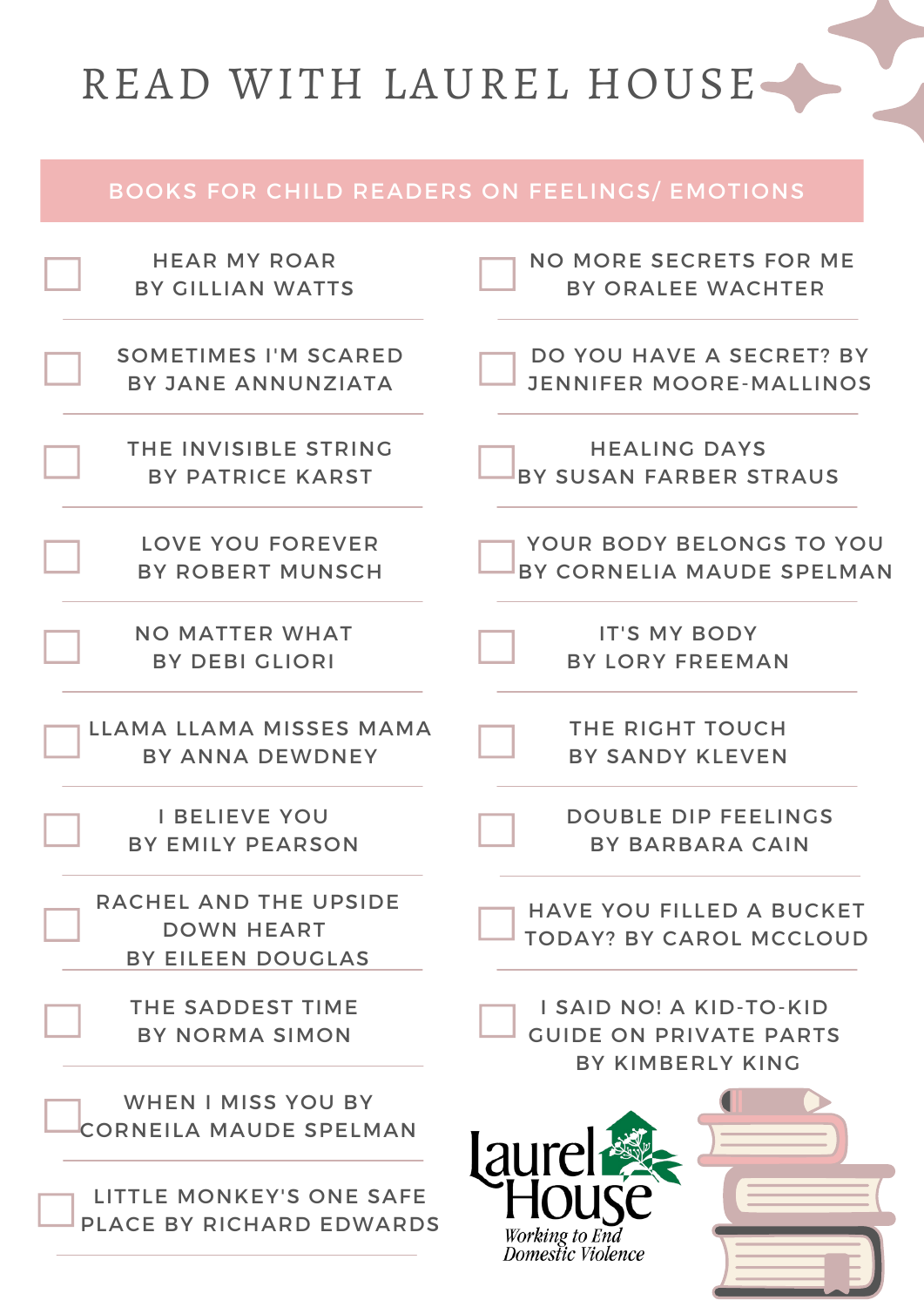# READ WITH LAUREL HOUSE

## BOOKS FOR CHILD READERS ON FEELINGS/ EMOTIONS

- [ ] HEAR MY ROAR BY GILLIAN WATTS
- [ ] SOMETIMES I'M SCARED BY JANE ANNUNZIATA
- [ ] THE INVISIBLE STRING BY PATRICE KARST
- [ ] LOVE YOU FOREVER BY ROBERT MUNSCH
- [ ] NO MATTER WHAT BY DEBI GLIORI
- [ ] LLAMA LLAMA MISSES MAMA BY ANNA DEWDNEY
- [ ] I BELIEVE YOU BY EMILY PEARSON
- [ ] RACHEL AND THE UPSIDE DOWN HEART BY EILEEN DOUGLAS
- [ ] THE SADDEST TIME BY NORMA SIMON
- [ ] WHEN I MISS YOU BY CORNEILA MAUDE SPELMAN
- [ ] LITTLE MONKEY'S ONE SAFE PLACE BY RICHARD EDWARDS
- [ ] NO MORE SECRETS FOR ME BY ORALEE WACHTER
- [ ] DO YOU HAVE A SECRET? BY JENNIFER MOORE-MALLINOS
- [ ] HEALING DAYS BY SUSAN FARBER STRAUS
- [ ] YOUR BODY BELONGS TO YOU BY CORNELIA MAUDE SPELMAN
- [ ] IT'S MY BODY BY LORY FREEMAN
- [ ] THE RIGHT TOUCH BY SANDY KLEVEN
- [ ] DOUBLE DIP FEELINGS BY BARBARA CAIN
- [ ] HAVE YOU FILLED A BUCKET TODAY? BY CAROL MCCLOUD
- [ ] I SAID NO! A KID-TO-KID GUIDE ON PRIVATE PARTS BY KIMBERLY KING

Laurel House

*Working to End Domestic Violence*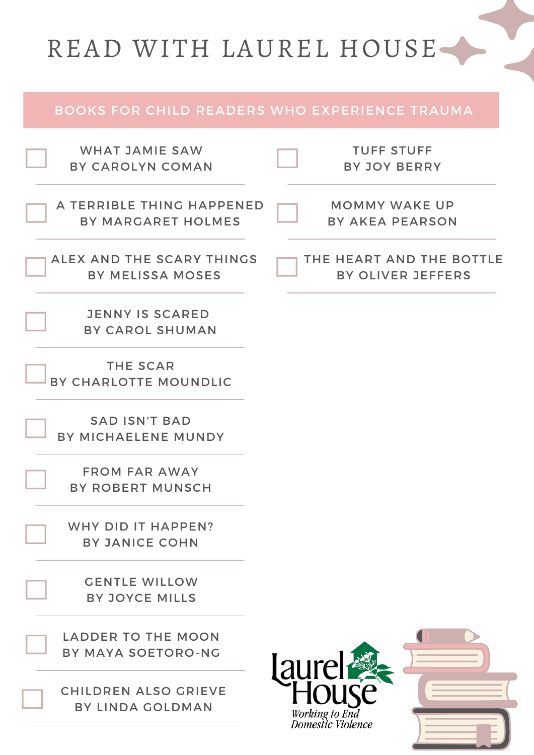# READ WITH LAUREL HOUSE

## BOOKS FOR CHILD READERS WHO EXPERIENCE TRAUMA

- [ ] WHAT JAMIE SAW BY CAROLYN COMAN
- [ ] A TERRIBLE THING HAPPENED BY MARGARET HOLMES
- [ ] ALEX AND THE SCARY THINGS BY MELISSA MOSES
- [ ] JENNY IS SCARED BY CAROL SHUMAN
- [ ] THE SCAR BY CHARLOTTE MOUNDLIC
- [ ] SAD ISN'T BAD BY MICHAELENE MUNDY
- [ ] FROM FAR AWAY BY ROBERT MUNSCH
- [ ] WHY DID IT HAPPEN? BY JANICE COHN
- [ ] GENTLE WILLOW BY JOYCE MILLS
- [ ] LADDER TO THE MOON BY MAYA SOETORO-NG
- [ ] CHILDREN ALSO GRIEVE BY LINDA GOLDMAN
- [ ] TUFF STUFF BY JOY BERRY
- [ ] MOMMY WAKE UP BY AKEA PEARSON
- [ ] THE HEART AND THE BOTTLE BY OLIVER JEFFERS

Laurel House

*Working to End Domestic Violence*